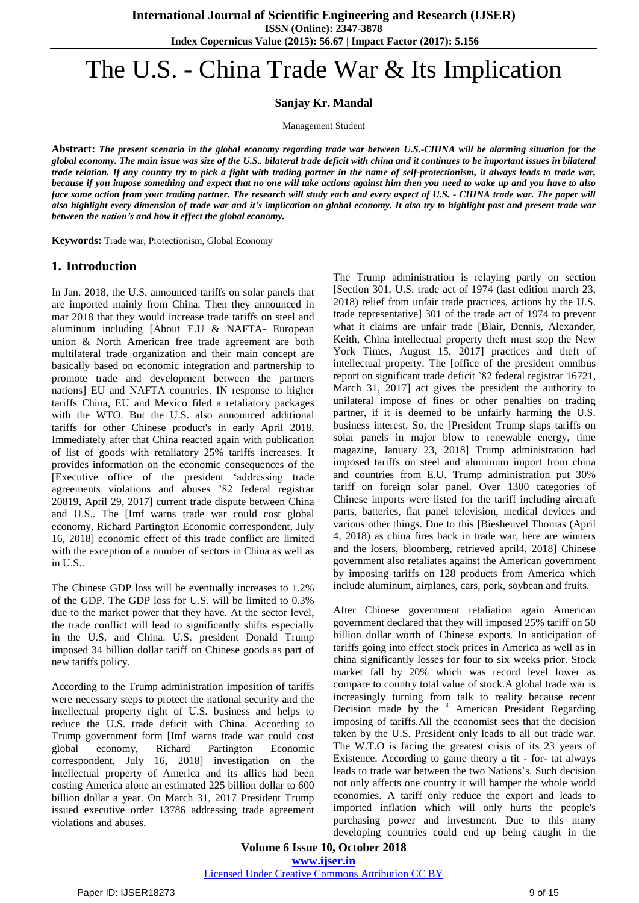# The U.S. - China Trade War & Its Implication

**Sanjay Kr. Mandal**

Management Student

**Abstract:** ***The present scenario in the global economy regarding trade war between U.S.-CHINA will be alarming situation for the global economy. The main issue was size of the U.S.. bilateral trade deficit with china and it continues to be important issues in bilateral trade relation. If any country try to pick a fight with trading partner in the name of self-protectionism, it always leads to trade war, because if you impose something and expect that no one will take actions against him then you need to wake up and you have to also face same action from your trading partner. The research will study each and every aspect of U.S. - CHINA trade war. The paper will also highlight every dimension of trade war and it's implication on global economy. It also try to highlight past and present trade war between the nation's and how it effect the global economy.***

**Keywords:** Trade war, Protectionism, Global Economy

## 1. Introduction

In Jan. 2018, the U.S. announced tariffs on solar panels that are imported mainly from China. Then they announced in mar 2018 that they would increase trade tariffs on steel and aluminum including [About E.U & NAFTA- European union & North American free trade agreement are both multilateral trade organization and their main concept are basically based on economic integration and partnership to promote trade and development between the partners nations] EU and NAFTA countries. IN response to higher tariffs China, EU and Mexico filed a retaliatory packages with the WTO. But the U.S. also announced additional tariffs for other Chinese product's in early April 2018. Immediately after that China reacted again with publication of list of goods with retaliatory 25% tariffs increases. It provides information on the economic consequences of the [Executive office of the president 'addressing trade agreements violations and abuses '82 federal registrar 20819, April 29, 2017] current trade dispute between China and U.S.. The [Imf warns trade war could cost global economy, Richard Partington Economic correspondent, July 16, 2018] economic effect of this trade conflict are limited with the exception of a number of sectors in China as well as in U.S..

The Chinese GDP loss will be eventually increases to 1.2% of the GDP. The GDP loss for U.S. will be limited to 0.3% due to the market power that they have. At the sector level, the trade conflict will lead to significantly shifts especially in the U.S. and China. U.S. president Donald Trump imposed 34 billion dollar tariff on Chinese goods as part of new tariffs policy.

According to the Trump administration imposition of tariffs were necessary steps to protect the national security and the intellectual property right of U.S. business and helps to reduce the U.S. trade deficit with China. According to Trump government form [Imf warns trade war could cost global economy, Richard Partington Economic correspondent, July 16, 2018] investigation on the intellectual property of America and its allies had been costing America alone an estimated 225 billion dollar to 600 billion dollar a year. On March 31, 2017 President Trump issued executive order 13786 addressing trade agreement violations and abuses.

The Trump administration is relaying partly on section [Section 301, U.S. trade act of 1974 (last edition march 23, 2018) relief from unfair trade practices, actions by the U.S. trade representative] 301 of the trade act of 1974 to prevent what it claims are unfair trade [Blair, Dennis, Alexander, Keith, China intellectual property theft must stop the New York Times, August 15, 2017] practices and theft of intellectual property. The [office of the president omnibus report on significant trade deficit '82 federal registrar 16721, March 31, 2017] act gives the president the authority to unilateral impose of fines or other penalties on trading partner, if it is deemed to be unfairly harming the U.S. business interest. So, the [President Trump slaps tariffs on solar panels in major blow to renewable energy, time magazine, January 23, 2018] Trump administration had imposed tariffs on steel and aluminum import from china and countries from E.U. Trump administration put 30% tariff on foreign solar panel. Over 1300 categories of Chinese imports were listed for the tariff including aircraft parts, batteries, flat panel television, medical devices and various other things. Due to this [Biesheuvel Thomas (April 4, 2018) as china fires back in trade war, here are winners and the losers, bloomberg, retrieved april4, 2018] Chinese government also retaliates against the American government by imposing tariffs on 128 products from America which include aluminum, airplanes, cars, pork, soybean and fruits.

After Chinese government retaliation again American government declared that they will imposed 25% tariff on 50 billion dollar worth of Chinese exports. In anticipation of tariffs going into effect stock prices in America as well as in china significantly losses for four to six weeks prior. Stock market fall by 20% which was record level lower as compare to country total value of stock.A global trade war is increasingly turning from talk to reality because recent Decision made by the [3] American President Regarding imposing of tariffs.All the economist sees that the decision taken by the U.S. President only leads to all out trade war. The W.T.O is facing the greatest crisis of its 23 years of Existence. According to game theory a tit - for- tat always leads to trade war between the two Nations's. Such decision not only affects one country it will hamper the whole world economies. A tariff only reduce the export and leads to imported inflation which will only hurts the people's purchasing power and investment. Due to this many developing countries could end up being caught in the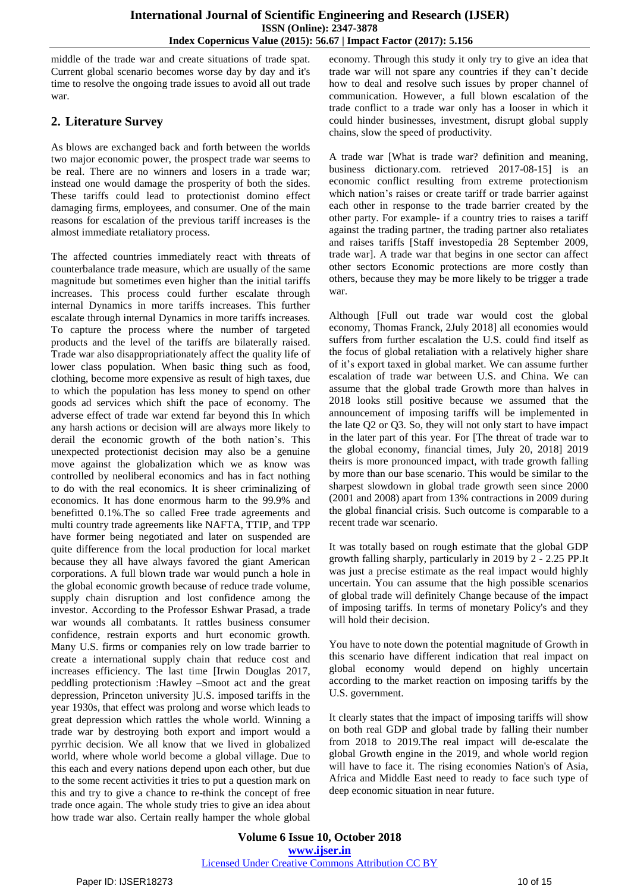middle of the trade war and create situations of trade spat. Current global scenario becomes worse day by day and it's time to resolve the ongoing trade issues to avoid all out trade war.

## 2. Literature Survey

As blows are exchanged back and forth between the worlds two major economic power, the prospect trade war seems to be real. There are no winners and losers in a trade war; instead one would damage the prosperity of both the sides. These tariffs could lead to protectionist domino effect damaging firms, employees, and consumer. One of the main reasons for escalation of the previous tariff increases is the almost immediate retaliatory process.

The affected countries immediately react with threats of counterbalance trade measure, which are usually of the same magnitude but sometimes even higher than the initial tariffs increases. This process could further escalate through internal Dynamics in more tariffs increases. This further escalate through internal Dynamics in more tariffs increases. To capture the process where the number of targeted products and the level of the tariffs are bilaterally raised. Trade war also disappropriationately affect the quality life of lower class population. When basic thing such as food, clothing, become more expensive as result of high taxes, due to which the population has less money to spend on other goods ad services which shift the pace of economy. The adverse effect of trade war extend far beyond this In which any harsh actions or decision will are always more likely to derail the economic growth of the both nation's. This unexpected protectionist decision may also be a genuine move against the globalization which we as know was controlled by neoliberal economics and has in fact nothing to do with the real economics. It is sheer criminalizing of economics. It has done enormous harm to the 99.9% and benefitted 0.1%.The so called Free trade agreements and multi country trade agreements like NAFTA, TTIP, and TPP have former being negotiated and later on suspended are quite difference from the local production for local market because they all have always favored the giant American corporations. A full blown trade war would punch a hole in the global economic growth because of reduce trade volume, supply chain disruption and lost confidence among the investor. According to the Professor Eshwar Prasad, a trade war wounds all combatants. It rattles business consumer confidence, restrain exports and hurt economic growth. Many U.S. firms or companies rely on low trade barrier to create a international supply chain that reduce cost and increases efficiency. The last time [Irwin Douglas 2017, peddling protectionism :Hawley –Smoot act and the great depression, Princeton university ]U.S. imposed tariffs in the year 1930s, that effect was prolong and worse which leads to great depression which rattles the whole world. Winning a trade war by destroying both export and import would a pyrrhic decision. We all know that we lived in globalized world, where whole world become a global village. Due to this each and every nation depend upon each other, but due to the some recent activities it tries to put a question mark on this and try to give a chance to re-think the concept of free trade once again. The whole study tries to give an idea about how trade war also. Certain really hamper the whole global economy. Through this study it only try to give an idea that trade war will not spare any countries if they can't decide how to deal and resolve such issues by proper channel of communication. However, a full blown escalation of the trade conflict to a trade war only has a looser in which it could hinder businesses, investment, disrupt global supply chains, slow the speed of productivity.

A trade war [What is trade war? definition and meaning, business dictionary.com. retrieved 2017-08-15] is an economic conflict resulting from extreme protectionism which nation's raises or create tariff or trade barrier against each other in response to the trade barrier created by the other party. For example- if a country tries to raises a tariff against the trading partner, the trading partner also retaliates and raises tariffs [Staff investopedia 28 September 2009, trade war]. A trade war that begins in one sector can affect other sectors Economic protections are more costly than others, because they may be more likely to be trigger a trade war.

Although [Full out trade war would cost the global economy, Thomas Franck, 2July 2018] all economies would suffers from further escalation the U.S. could find itself as the focus of global retaliation with a relatively higher share of it's export taxed in global market. We can assume further escalation of trade war between U.S. and China. We can assume that the global trade Growth more than halves in 2018 looks still positive because we assumed that the announcement of imposing tariffs will be implemented in the late Q2 or Q3. So, they will not only start to have impact in the later part of this year. For [The threat of trade war to the global economy, financial times, July 20, 2018] 2019 theirs is more pronounced impact, with trade growth falling by more than our base scenario. This would be similar to the sharpest slowdown in global trade growth seen since 2000 (2001 and 2008) apart from 13% contractions in 2009 during the global financial crisis. Such outcome is comparable to a recent trade war scenario.

It was totally based on rough estimate that the global GDP growth falling sharply, particularly in 2019 by 2 - 2.25 PP.It was just a precise estimate as the real impact would highly uncertain. You can assume that the high possible scenarios of global trade will definitely Change because of the impact of imposing tariffs. In terms of monetary Policy's and they will hold their decision.

You have to note down the potential magnitude of Growth in this scenario have different indication that real impact on global economy would depend on highly uncertain according to the market reaction on imposing tariffs by the U.S. government.

It clearly states that the impact of imposing tariffs will show on both real GDP and global trade by falling their number from 2018 to 2019.The real impact will de-escalate the global Growth engine in the 2019, and whole world region will have to face it. The rising economies Nation's of Asia, Africa and Middle East need to ready to face such type of deep economic situation in near future.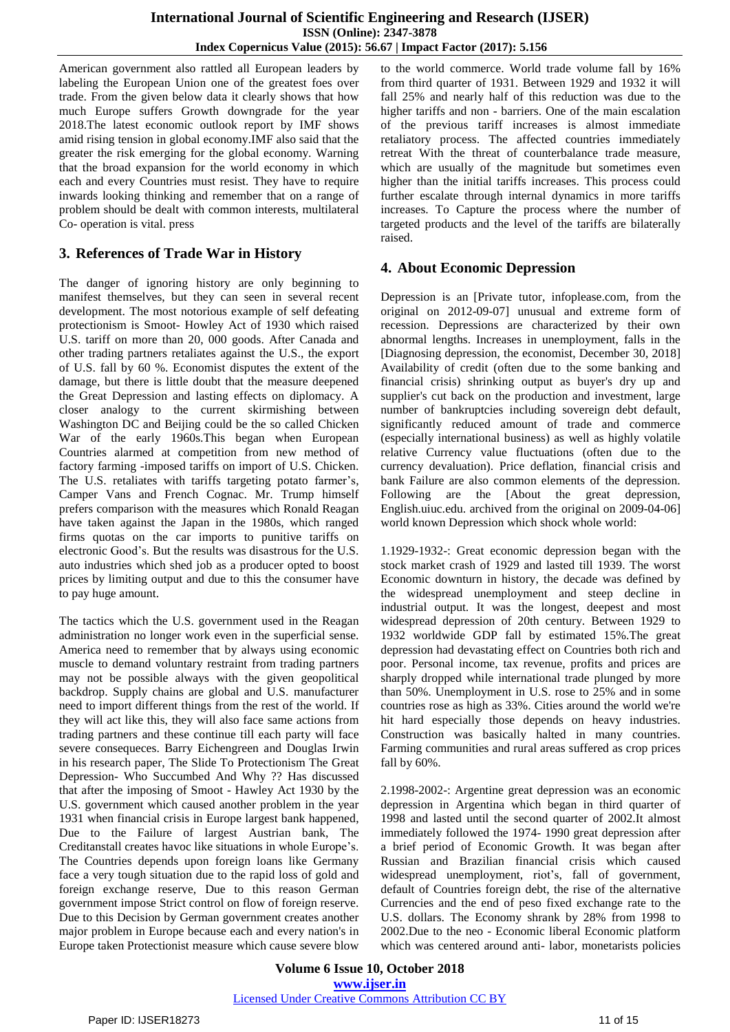American government also rattled all European leaders by labeling the European Union one of the greatest foes over trade. From the given below data it clearly shows that how much Europe suffers Growth downgrade for the year 2018.The latest economic outlook report by IMF shows amid rising tension in global economy.IMF also said that the greater the risk emerging for the global economy. Warning that the broad expansion for the world economy in which each and every Countries must resist. They have to require inwards looking thinking and remember that on a range of problem should be dealt with common interests, multilateral Co- operation is vital. press

## 3. References of Trade War in History

The danger of ignoring history are only beginning to manifest themselves, but they can seen in several recent development. The most notorious example of self defeating protectionism is Smoot- Howley Act of 1930 which raised U.S. tariff on more than 20, 000 goods. After Canada and other trading partners retaliates against the U.S., the export of U.S. fall by 60 %. Economist disputes the extent of the damage, but there is little doubt that the measure deepened the Great Depression and lasting effects on diplomacy. A closer analogy to the current skirmishing between Washington DC and Beijing could be the so called Chicken War of the early 1960s.This began when European Countries alarmed at competition from new method of factory farming -imposed tariffs on import of U.S. Chicken. The U.S. retaliates with tariffs targeting potato farmer's, Camper Vans and French Cognac. Mr. Trump himself prefers comparison with the measures which Ronald Reagan have taken against the Japan in the 1980s, which ranged firms quotas on the car imports to punitive tariffs on electronic Good's. But the results was disastrous for the U.S. auto industries which shed job as a producer opted to boost prices by limiting output and due to this the consumer have to pay huge amount.

The tactics which the U.S. government used in the Reagan administration no longer work even in the superficial sense. America need to remember that by always using economic muscle to demand voluntary restraint from trading partners may not be possible always with the given geopolitical backdrop. Supply chains are global and U.S. manufacturer need to import different things from the rest of the world. If they will act like this, they will also face same actions from trading partners and these continue till each party will face severe consequeces. Barry Eichengreen and Douglas Irwin in his research paper, The Slide To Protectionism The Great Depression- Who Succumbed And Why ?? Has discussed that after the imposing of Smoot - Hawley Act 1930 by the U.S. government which caused another problem in the year 1931 when financial crisis in Europe largest bank happened, Due to the Failure of largest Austrian bank, The Creditanstall creates havoc like situations in whole Europe's. The Countries depends upon foreign loans like Germany face a very tough situation due to the rapid loss of gold and foreign exchange reserve, Due to this reason German government impose Strict control on flow of foreign reserve. Due to this Decision by German government creates another major problem in Europe because each and every nation's in Europe taken Protectionist measure which cause severe blow to the world commerce. World trade volume fall by 16% from third quarter of 1931. Between 1929 and 1932 it will fall 25% and nearly half of this reduction was due to the higher tariffs and non - barriers. One of the main escalation of the previous tariff increases is almost immediate retaliatory process. The affected countries immediately retreat With the threat of counterbalance trade measure, which are usually of the magnitude but sometimes even higher than the initial tariffs increases. This process could further escalate through internal dynamics in more tariffs increases. To Capture the process where the number of targeted products and the level of the tariffs are bilaterally raised.

## 4. About Economic Depression

Depression is an [Private tutor, infoplease.com, from the original on 2012-09-07] unusual and extreme form of recession. Depressions are characterized by their own abnormal lengths. Increases in unemployment, falls in the [Diagnosing depression, the economist, December 30, 2018] Availability of credit (often due to the some banking and financial crisis) shrinking output as buyer's dry up and supplier's cut back on the production and investment, large number of bankruptcies including sovereign debt default, significantly reduced amount of trade and commerce (especially international business) as well as highly volatile relative Currency value fluctuations (often due to the currency devaluation). Price deflation, financial crisis and bank Failure are also common elements of the depression. Following are the [About the great depression, English.uiuc.edu. archived from the original on 2009-04-06] world known Depression which shock whole world:

1.1929-1932-: Great economic depression began with the stock market crash of 1929 and lasted till 1939. The worst Economic downturn in history, the decade was defined by the widespread unemployment and steep decline in industrial output. It was the longest, deepest and most widespread depression of 20th century. Between 1929 to 1932 worldwide GDP fall by estimated 15%.The great depression had devastating effect on Countries both rich and poor. Personal income, tax revenue, profits and prices are sharply dropped while international trade plunged by more than 50%. Unemployment in U.S. rose to 25% and in some countries rose as high as 33%. Cities around the world we're hit hard especially those depends on heavy industries. Construction was basically halted in many countries. Farming communities and rural areas suffered as crop prices fall by 60%.

2.1998-2002-: Argentine great depression was an economic depression in Argentina which began in third quarter of 1998 and lasted until the second quarter of 2002.It almost immediately followed the 1974- 1990 great depression after a brief period of Economic Growth. It was began after Russian and Brazilian financial crisis which caused widespread unemployment, riot's, fall of government, default of Countries foreign debt, the rise of the alternative Currencies and the end of peso fixed exchange rate to the U.S. dollars. The Economy shrank by 28% from 1998 to 2002.Due to the neo - Economic liberal Economic platform which was centered around anti- labor, monetarists policies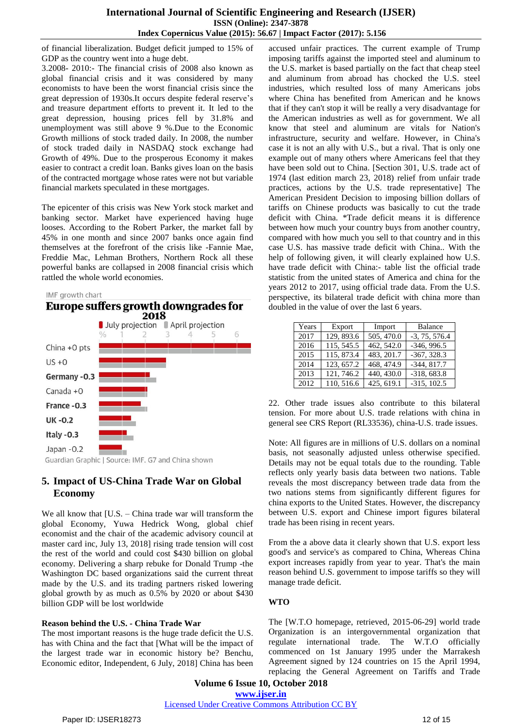of financial liberalization. Budget deficit jumped to 15% of GDP as the country went into a huge debt.

3.2008- 2010:- The financial crisis of 2008 also known as global financial crisis and it was considered by many economists to have been the worst financial crisis since the great depression of 1930s.It occurs despite federal reserve's and treasure department efforts to prevent it. It led to the great depression, housing prices fell by 31.8% and unemployment was still above 9 %.Due to the Economic Growth millions of stock traded daily. In 2008, the number of stock traded daily in NASDAQ stock exchange had Growth of 49%. Due to the prosperous Economy it makes easier to contract a credit loan. Banks gives loan on the basis of the contracted mortgage whose rates were not but variable financial markets speculated in these mortgages.

The epicenter of this crisis was New York stock market and banking sector. Market have experienced having huge looses. According to the Robert Parker, the market fall by 45% in one month and since 2007 banks once again find themselves at the forefront of the crisis like -Fannie Mae, Freddie Mac, Lehman Brothers, Northern Rock all these powerful banks are collapsed in 2008 financial crisis which rattled the whole world economies.

IMF growth chart

**Europe suffers growth downgrades for 2018**

July projection | April projection

| Country | |
|---|---|
| China +0 pts | |
| US +0 | |
| Germany -0.3 | |
| Canada +0 | |
| France -0.3 | |
| UK -0.2 | |
| Italy -0.3 | |
| Japan -0.2 | |

Guardian Graphic | Source: IMF. G7 and China shown

## 5. Impact of US-China Trade War on Global Economy

We all know that [U.S. – China trade war will transform the global Economy, Yuwa Hedrick Wong, global chief economist and the chair of the academic advisory council at master card inc, July 13, 2018] rising trade tension will cost the rest of the world and could cost $430 billion on global economy. Delivering a sharp rebuke for Donald Trump -the Washington DC based organizations said the current threat made by the U.S. and its trading partners risked lowering global growth by as much as 0.5% by 2020 or about $430 billion GDP will be lost worldwide

**Reason behind the U.S. - China Trade War**

The most important reasons is the huge trade deficit the U.S. has with China and the fact that [What will be the impact of the largest trade war in economic history be? Benchu, Economic editor, Independent, 6 July, 2018] China has been accused unfair practices. The current example of Trump imposing tariffs against the imported steel and aluminum to the U.S. market is based partially on the fact that cheap steel and aluminum from abroad has chocked the U.S. steel industries, which resulted loss of many Americans jobs where China has benefited from American and he knows that if they can't stop it will be really a very disadvantage for the American industries as well as for government. We all know that steel and aluminum are vitals for Nation's infrastructure, security and welfare. However, in China's case it is not an ally with U.S., but a rival. That is only one example out of many others where Americans feel that they have been sold out to China. [Section 301, U.S. trade act of 1974 (last edition march 23, 2018) relief from unfair trade practices, actions by the U.S. trade representative] The American President Decision to imposing billion dollars of tariffs on Chinese products was basically to cut the trade deficit with China. *Trade deficit means it is difference between how much your country buys from another country, compared with how much you sell to that country and in this case U.S. has massive trade deficit with China.. With the help of following given, it will clearly explained how U.S. have trade deficit with China:- table list the official trade statistic from the united states of America and china for the years 2012 to 2017, using official trade data. From the U.S. perspective, its bilateral trade deficit with china more than doubled in the value of over the last 6 years.

| Years | Export | Import | Balance |
|---|---|---|---|
| 2017 | 129, 893.6 | 505, 470.0 | -3, 75, 576.4 |
| 2016 | 115, 545.5 | 462, 542.0 | -346, 996.5 |
| 2015 | 115, 873.4 | 483, 201.7 | -367, 328.3 |
| 2014 | 123, 657.2 | 468, 474.9 | -344, 817.7 |
| 2013 | 121, 746.2 | 440, 430.0 | -318, 683.8 |
| 2012 | 110, 516.6 | 425, 619.1 | -315, 102.5 |

22. Other trade issues also contribute to this bilateral tension. For more about U.S. trade relations with china in general see CRS Report (RL33536), china-U.S. trade issues.

Note: All figures are in millions of U.S. dollars on a nominal basis, not seasonally adjusted unless otherwise specified. Details may not be equal totals due to the rounding. Table reflects only yearly basis data between two nations. Table reveals the most discrepancy between trade data from the two nations stems from significantly different figures for china exports to the United States. However, the discrepancy between U.S. export and Chinese import figures bilateral trade has been rising in recent years.

From the a above data it clearly shown that U.S. export less good's and service's as compared to China, Whereas China export increases rapidly from year to year. That's the main reason behind U.S. government to impose tariffs so they will manage trade deficit.

**WTO**

The [W.T.O homepage, retrieved, 2015-06-29] world trade Organization is an intergovernmental organization that regulate international trade. The W.T.O officially commenced on 1st January 1995 under the Marrakesh Agreement signed by 124 countries on 15 the April 1994, replacing the General Agreement on Tariffs and Trade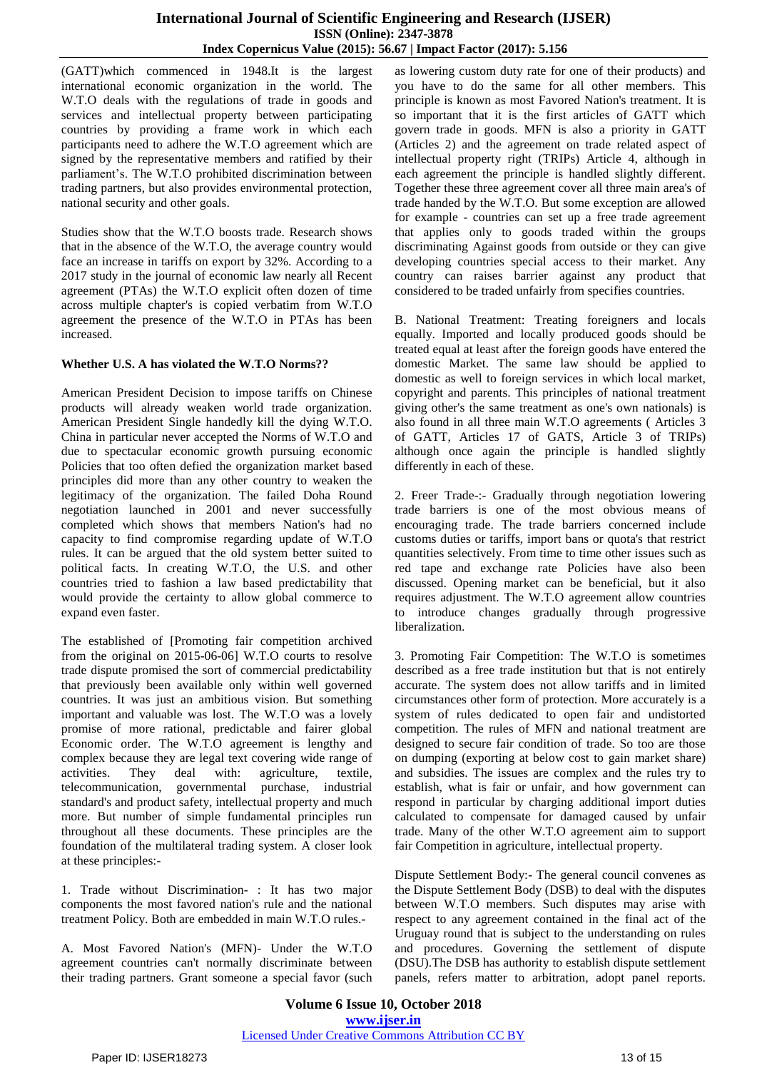(GATT)which commenced in 1948.It is the largest international economic organization in the world. The W.T.O deals with the regulations of trade in goods and services and intellectual property between participating countries by providing a frame work in which each participants need to adhere the W.T.O agreement which are signed by the representative members and ratified by their parliament's. The W.T.O prohibited discrimination between trading partners, but also provides environmental protection, national security and other goals.

Studies show that the W.T.O boosts trade. Research shows that in the absence of the W.T.O, the average country would face an increase in tariffs on export by 32%. According to a 2017 study in the journal of economic law nearly all Recent agreement (PTAs) the W.T.O explicit often dozen of time across multiple chapter's is copied verbatim from W.T.O agreement the presence of the W.T.O in PTAs has been increased.

**Whether U.S. A has violated the W.T.O Norms??**

American President Decision to impose tariffs on Chinese products will already weaken world trade organization. American President Single handedly kill the dying W.T.O. China in particular never accepted the Norms of W.T.O and due to spectacular economic growth pursuing economic Policies that too often defied the organization market based principles did more than any other country to weaken the legitimacy of the organization. The failed Doha Round negotiation launched in 2001 and never successfully completed which shows that members Nation's had no capacity to find compromise regarding update of W.T.O rules. It can be argued that the old system better suited to political facts. In creating W.T.O, the U.S. and other countries tried to fashion a law based predictability that would provide the certainty to allow global commerce to expand even faster.

The established of [Promoting fair competition archived from the original on 2015-06-06] W.T.O courts to resolve trade dispute promised the sort of commercial predictability that previously been available only within well governed countries. It was just an ambitious vision. But something important and valuable was lost. The W.T.O was a lovely promise of more rational, predictable and fairer global Economic order. The W.T.O agreement is lengthy and complex because they are legal text covering wide range of activities. They deal with: agriculture, textile, telecommunication, governmental purchase, industrial standard's and product safety, intellectual property and much more. But number of simple fundamental principles run throughout all these documents. These principles are the foundation of the multilateral trading system. A closer look at these principles:-

1. Trade without Discrimination- : It has two major components the most favored nation's rule and the national treatment Policy. Both are embedded in main W.T.O rules.-

A. Most Favored Nation's (MFN)- Under the W.T.O agreement countries can't normally discriminate between their trading partners. Grant someone a special favor (such as lowering custom duty rate for one of their products) and you have to do the same for all other members. This principle is known as most Favored Nation's treatment. It is so important that it is the first articles of GATT which govern trade in goods. MFN is also a priority in GATT (Articles 2) and the agreement on trade related aspect of intellectual property right (TRIPs) Article 4, although in each agreement the principle is handled slightly different. Together these three agreement cover all three main area's of trade handed by the W.T.O. But some exception are allowed for example - countries can set up a free trade agreement that applies only to goods traded within the groups discriminating Against goods from outside or they can give developing countries special access to their market. Any country can raises barrier against any product that considered to be traded unfairly from specifies countries.

B. National Treatment: Treating foreigners and locals equally. Imported and locally produced goods should be treated equal at least after the foreign goods have entered the domestic Market. The same law should be applied to domestic as well to foreign services in which local market, copyright and parents. This principles of national treatment giving other's the same treatment as one's own nationals) is also found in all three main W.T.O agreements ( Articles 3 of GATT, Articles 17 of GATS, Article 3 of TRIPs) although once again the principle is handled slightly differently in each of these.

2. Freer Trade-:- Gradually through negotiation lowering trade barriers is one of the most obvious means of encouraging trade. The trade barriers concerned include customs duties or tariffs, import bans or quota's that restrict quantities selectively. From time to time other issues such as red tape and exchange rate Policies have also been discussed. Opening market can be beneficial, but it also requires adjustment. The W.T.O agreement allow countries to introduce changes gradually through progressive liberalization.

3. Promoting Fair Competition: The W.T.O is sometimes described as a free trade institution but that is not entirely accurate. The system does not allow tariffs and in limited circumstances other form of protection. More accurately is a system of rules dedicated to open fair and undistorted competition. The rules of MFN and national treatment are designed to secure fair condition of trade. So too are those on dumping (exporting at below cost to gain market share) and subsidies. The issues are complex and the rules try to establish, what is fair or unfair, and how government can respond in particular by charging additional import duties calculated to compensate for damaged caused by unfair trade. Many of the other W.T.O agreement aim to support fair Competition in agriculture, intellectual property.

Dispute Settlement Body:- The general council convenes as the Dispute Settlement Body (DSB) to deal with the disputes between W.T.O members. Such disputes may arise with respect to any agreement contained in the final act of the Uruguay round that is subject to the understanding on rules and procedures. Governing the settlement of dispute (DSU).The DSB has authority to establish dispute settlement panels, refers matter to arbitration, adopt panel reports.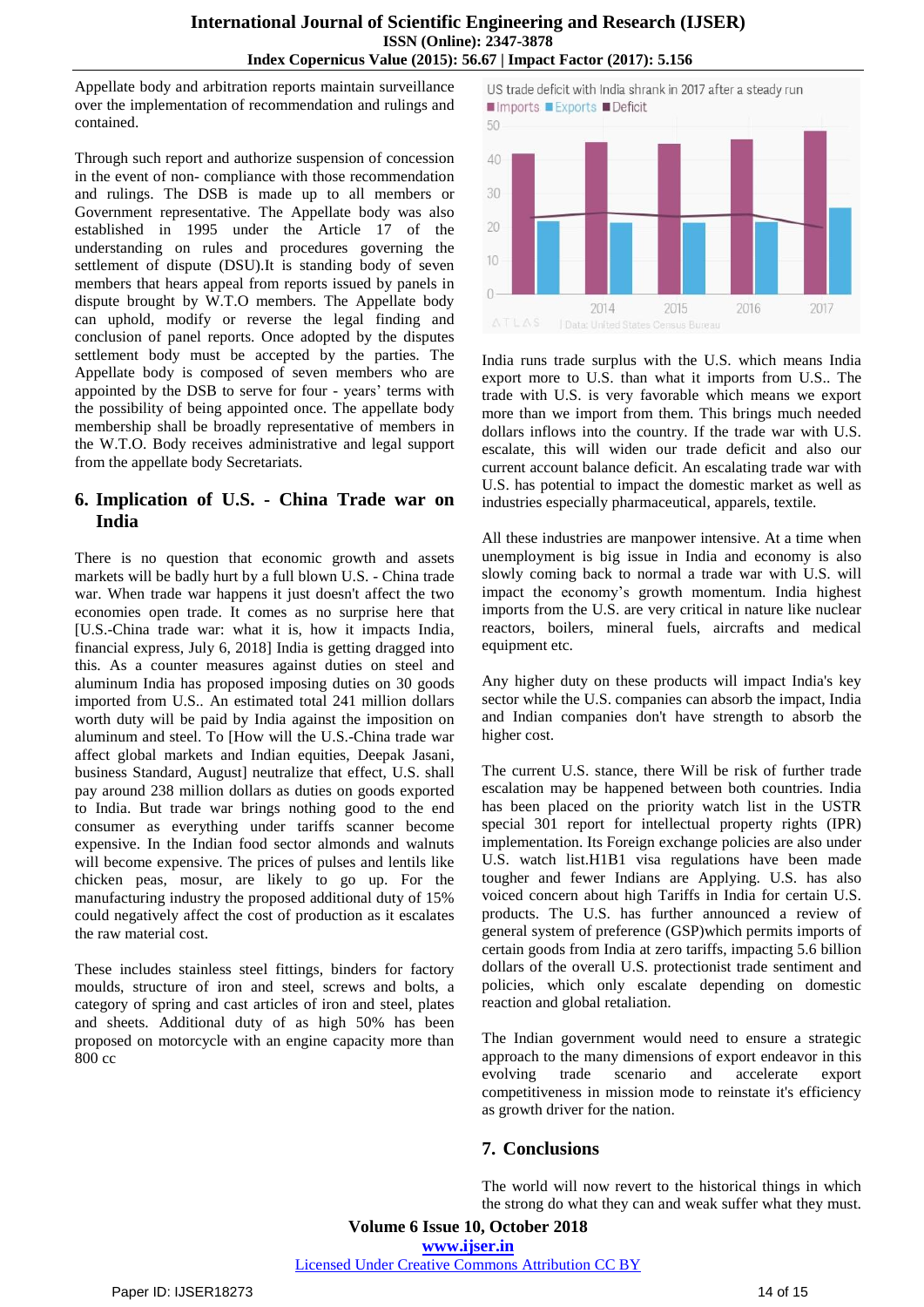Appellate body and arbitration reports maintain surveillance over the implementation of recommendation and rulings and contained.

Through such report and authorize suspension of concession in the event of non- compliance with those recommendation and rulings. The DSB is made up to all members or Government representative. The Appellate body was also established in 1995 under the Article 17 of the understanding on rules and procedures governing the settlement of dispute (DSU).It is standing body of seven members that hears appeal from reports issued by panels in dispute brought by W.T.O members. The Appellate body can uphold, modify or reverse the legal finding and conclusion of panel reports. Once adopted by the disputes settlement body must be accepted by the parties. The Appellate body is composed of seven members who are appointed by the DSB to serve for four - years' terms with the possibility of being appointed once. The appellate body membership shall be broadly representative of members in the W.T.O. Body receives administrative and legal support from the appellate body Secretariats.

## 6. Implication of U.S. - China Trade war on India

There is no question that economic growth and assets markets will be badly hurt by a full blown U.S. - China trade war. When trade war happens it just doesn't affect the two economies open trade. It comes as no surprise here that [U.S.-China trade war: what it is, how it impacts India, financial express, July 6, 2018] India is getting dragged into this. As a counter measures against duties on steel and aluminum India has proposed imposing duties on 30 goods imported from U.S.. An estimated total 241 million dollars worth duty will be paid by India against the imposition on aluminum and steel. To [How will the U.S.-China trade war affect global markets and Indian equities, Deepak Jasani, business Standard, August] neutralize that effect, U.S. shall pay around 238 million dollars as duties on goods exported to India. But trade war brings nothing good to the end consumer as everything under tariffs scanner become expensive. In the Indian food sector almonds and walnuts will become expensive. The prices of pulses and lentils like chicken peas, mosur, are likely to go up. For the manufacturing industry the proposed additional duty of 15% could negatively affect the cost of production as it escalates the raw material cost.

These includes stainless steel fittings, binders for factory moulds, structure of iron and steel, screws and bolts, a category of spring and cast articles of iron and steel, plates and sheets. Additional duty of as high 50% has been proposed on motorcycle with an engine capacity more than 800 cc

US trade deficit with India shrank in 2017 after a steady run

■ Imports ■ Exports ■ Deficit

ATLAS | Data: United States Census Bureau

India runs trade surplus with the U.S. which means India export more to U.S. than what it imports from U.S.. The trade with U.S. is very favorable which means we export more than we import from them. This brings much needed dollars inflows into the country. If the trade war with U.S. escalate, this will widen our trade deficit and also our current account balance deficit. An escalating trade war with U.S. has potential to impact the domestic market as well as industries especially pharmaceutical, apparels, textile.

All these industries are manpower intensive. At a time when unemployment is big issue in India and economy is also slowly coming back to normal a trade war with U.S. will impact the economy's growth momentum. India highest imports from the U.S. are very critical in nature like nuclear reactors, boilers, mineral fuels, aircrafts and medical equipment etc.

Any higher duty on these products will impact India's key sector while the U.S. companies can absorb the impact, India and Indian companies don't have strength to absorb the higher cost.

The current U.S. stance, there Will be risk of further trade escalation may be happened between both countries. India has been placed on the priority watch list in the USTR special 301 report for intellectual property rights (IPR) implementation. Its Foreign exchange policies are also under U.S. watch list.H1B1 visa regulations have been made tougher and fewer Indians are Applying. U.S. has also voiced concern about high Tariffs in India for certain U.S. products. The U.S. has further announced a review of general system of preference (GSP)which permits imports of certain goods from India at zero tariffs, impacting 5.6 billion dollars of the overall U.S. protectionist trade sentiment and policies, which only escalate depending on domestic reaction and global retaliation.

The Indian government would need to ensure a strategic approach to the many dimensions of export endeavor in this evolving trade scenario and accelerate export competitiveness in mission mode to reinstate it's efficiency as growth driver for the nation.

## 7. Conclusions

The world will now revert to the historical things in which the strong do what they can and weak suffer what they must.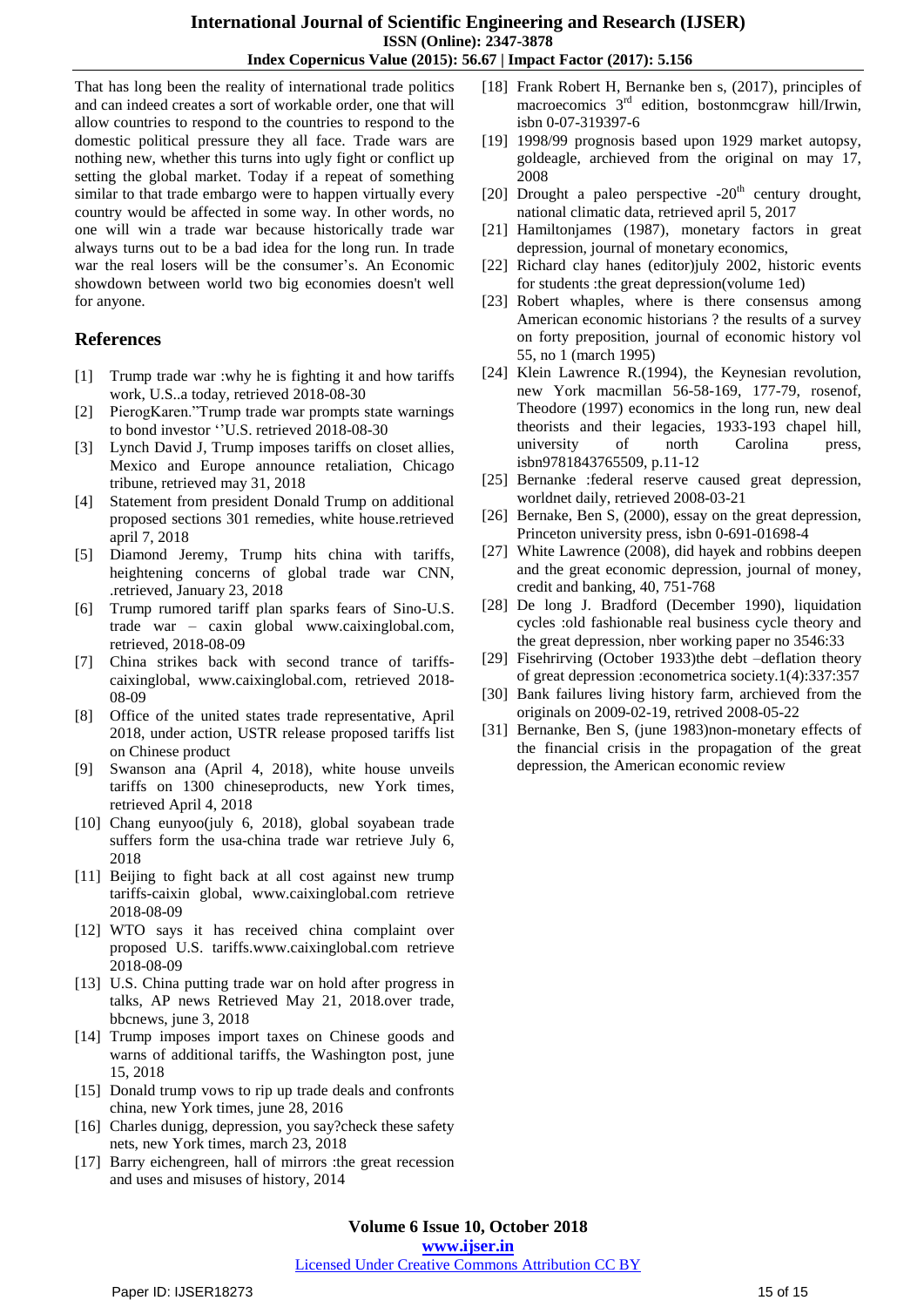That has long been the reality of international trade politics and can indeed creates a sort of workable order, one that will allow countries to respond to the countries to respond to the domestic political pressure they all face. Trade wars are nothing new, whether this turns into ugly fight or conflict up setting the global market. Today if a repeat of something similar to that trade embargo were to happen virtually every country would be affected in some way. In other words, no one will win a trade war because historically trade war always turns out to be a bad idea for the long run. In trade war the real losers will be the consumer's. An Economic showdown between world two big economies doesn't well for anyone.

## References

[1] Trump trade war :why he is fighting it and how tariffs work, U.S..a today, retrieved 2018-08-30

[2] PierogKaren."Trump trade war prompts state warnings to bond investor ''U.S. retrieved 2018-08-30

[3] Lynch David J, Trump imposes tariffs on closet allies, Mexico and Europe announce retaliation, Chicago tribune, retrieved may 31, 2018

[4] Statement from president Donald Trump on additional proposed sections 301 remedies, white house.retrieved april 7, 2018

[5] Diamond Jeremy, Trump hits china with tariffs, heightening concerns of global trade war CNN, .retrieved, January 23, 2018

[6] Trump rumored tariff plan sparks fears of Sino-U.S. trade war – caxin global www.caixinglobal.com, retrieved, 2018-08-09

[7] China strikes back with second trance of tariffs-caixinglobal, www.caixinglobal.com, retrieved 2018-08-09

[8] Office of the united states trade representative, April 2018, under action, USTR release proposed tariffs list on Chinese product

[9] Swanson ana (April 4, 2018), white house unveils tariffs on 1300 chineseproducts, new York times, retrieved April 4, 2018

[10] Chang eunyoo(july 6, 2018), global soyabean trade suffers form the usa-china trade war retrieve July 6, 2018

[11] Beijing to fight back at all cost against new trump tariffs-caixin global, www.caixinglobal.com retrieve 2018-08-09

[12] WTO says it has received china complaint over proposed U.S. tariffs.www.caixinglobal.com retrieve 2018-08-09

[13] U.S. China putting trade war on hold after progress in talks, AP news Retrieved May 21, 2018.over trade, bbcnews, june 3, 2018

[14] Trump imposes import taxes on Chinese goods and warns of additional tariffs, the Washington post, june 15, 2018

[15] Donald trump vows to rip up trade deals and confronts china, new York times, june 28, 2016

[16] Charles dunigg, depression, you say?check these safety nets, new York times, march 23, 2018

[17] Barry eichengreen, hall of mirrors :the great recession and uses and misuses of history, 2014

[18] Frank Robert H, Bernanke ben s, (2017), principles of macroecomics 3rd edition, bostonmcgraw hill/Irwin, isbn 0-07-319397-6

[19] 1998/99 prognosis based upon 1929 market autopsy, goldeagle, archieved from the original on may 17, 2008

[20] Drought a paleo perspective -20th century drought, national climatic data, retrieved april 5, 2017

[21] Hamiltonjames (1987), monetary factors in great depression, journal of monetary economics,

[22] Richard clay hanes (editor)july 2002, historic events for students :the great depression(volume 1ed)

[23] Robert whaples, where is there consensus among American economic historians ? the results of a survey on forty preposition, journal of economic history vol 55, no 1 (march 1995)

[24] Klein Lawrence R.(1994), the Keynesian revolution, new York macmillan 56-58-169, 177-79, rosenof, Theodore (1997) economics in the long run, new deal theorists and their legacies, 1933-193 chapel hill, university of north Carolina press, isbn9781843765509, p.11-12

[25] Bernanke :federal reserve caused great depression, worldnet daily, retrieved 2008-03-21

[26] Bernake, Ben S, (2000), essay on the great depression, Princeton university press, isbn 0-691-01698-4

[27] White Lawrence (2008), did hayek and robbins deepen and the great economic depression, journal of money, credit and banking, 40, 751-768

[28] De long J. Bradford (December 1990), liquidation cycles :old fashionable real business cycle theory and the great depression, nber working paper no 3546:33

[29] Fisehrirving (October 1933)the debt –deflation theory of great depression :econometrica society.1(4):337:357

[30] Bank failures living history farm, archieved from the originals on 2009-02-19, retrived 2008-05-22

[31] Bernanke, Ben S, (june 1983)non-monetary effects of the financial crisis in the propagation of the great depression, the American economic review